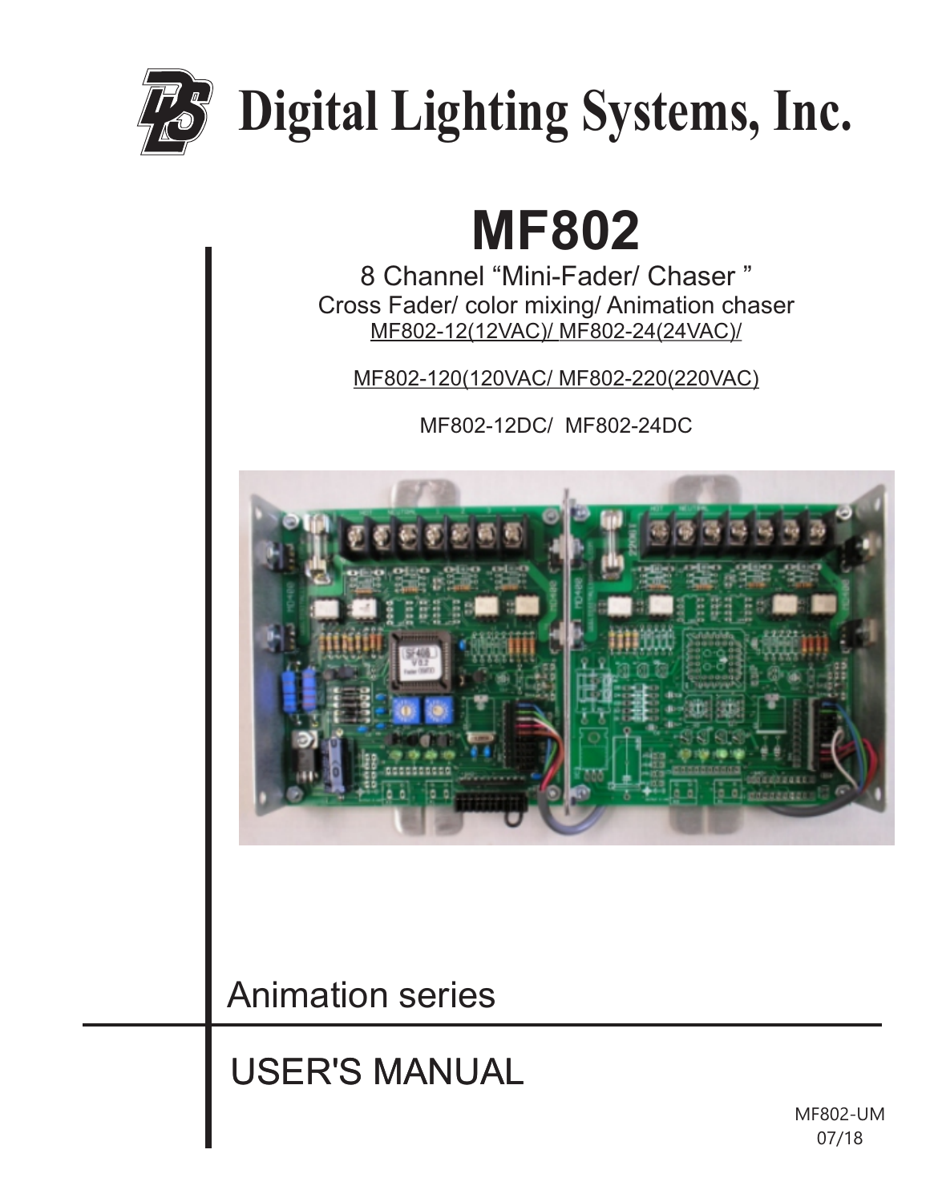# Digital Lighting Systems, Inc.

# MF802

8 Channel “Mini-Fader/ Chaser ”

Cross Fader/ color mixing/ Animation chaser

MF802-12(12VAC)/ MF802-24(24VAC)/

MF802-120(120VAC/ MF802-220(220VAC)

MF802-12DC/ MF802-24DC

Animation series

## USER'S MANUAL

MF802-UM
07/18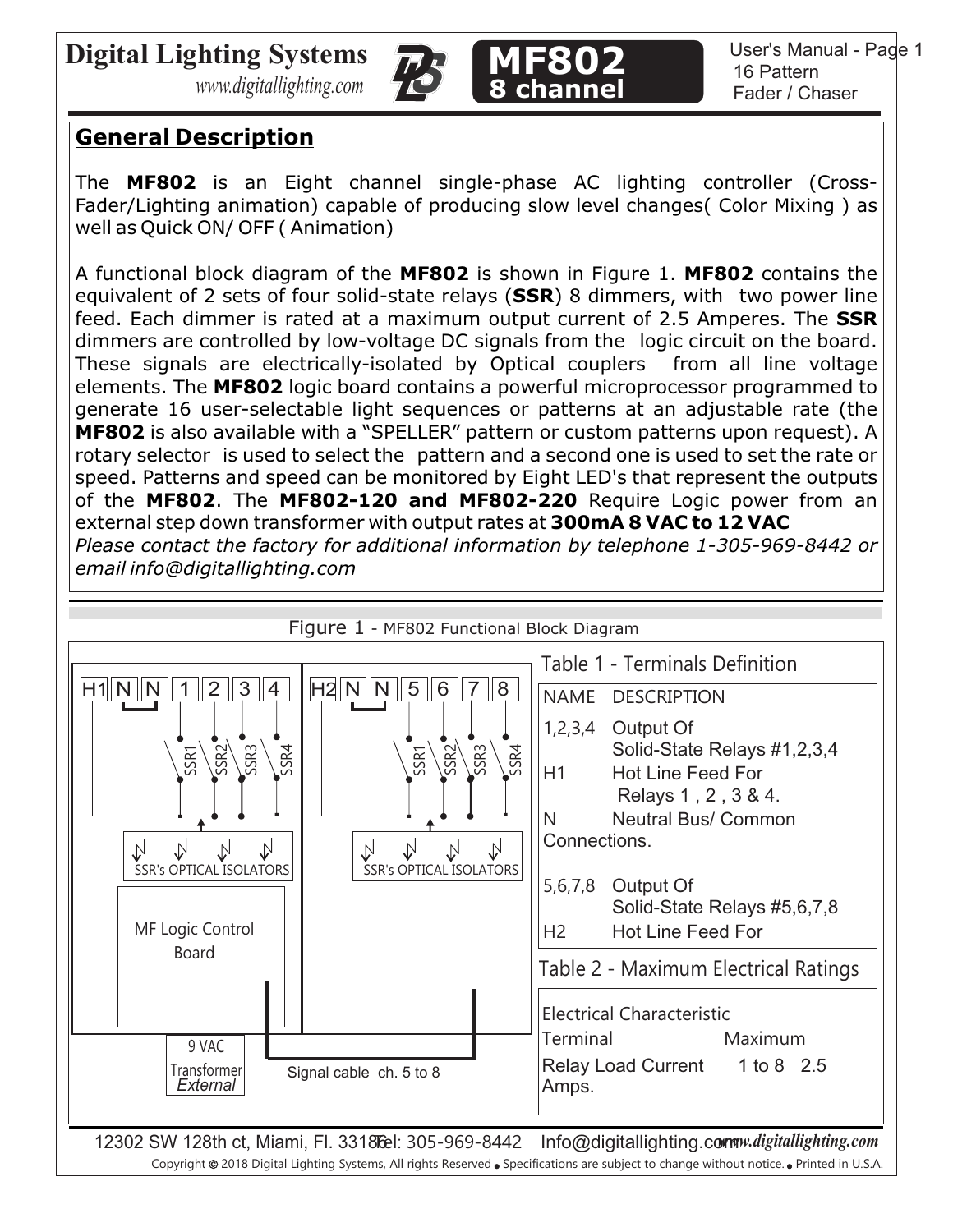# Digital Lighting Systems

*www.digitallighting.com*

**MF802**
**8 channel**

User's Manual - Page 1
16 Pattern
Fader / Chaser

## General Description

The **MF802** is an Eight channel single-phase AC lighting controller (Cross-Fader/Lighting animation) capable of producing slow level changes( Color Mixing ) as well as Quick ON/ OFF ( Animation)

A functional block diagram of the **MF802** is shown in Figure 1. **MF802** contains the equivalent of 2 sets of four solid-state relays (**SSR**) 8 dimmers, with two power line feed. Each dimmer is rated at a maximum output current of 2.5 Amperes. The **SSR** dimmers are controlled by low-voltage DC signals from the logic circuit on the board. These signals are electrically-isolated by Optical couplers from all line voltage elements. The **MF802** logic board contains a powerful microprocessor programmed to generate 16 user-selectable light sequences or patterns at an adjustable rate (the **MF802** is also available with a "SPELLER" pattern or custom patterns upon request). A rotary selector is used to select the pattern and a second one is used to set the rate or speed. Patterns and speed can be monitored by Eight LED's that represent the outputs of the **MF802**. The **MF802-120 and MF802-220** Require Logic power from an external step down transformer with output rates at **300mA 8 VAC to 12 VAC**

*Please contact the factory for additional information by telephone 1-305-969-8442 or email info@digitallighting.com*

Figure 1 - MF802 Functional Block Diagram

H1 N N 1 2 3 4 — SSR1 SSR2 SSR3 SSR4 — SSR's OPTICAL ISOLATORS

H2 N N 5 6 7 8 — SSR1 SSR2 SSR3 SSR4 — SSR's OPTICAL ISOLATORS

MF Logic Control Board

9 VAC Transformer *External*

Signal cable ch. 5 to 8

Table 1 - Terminals Definition

| NAME | DESCRIPTION |
|---|---|
| 1,2,3,4 | Output Of Solid-State Relays #1,2,3,4 |
| H1 | Hot Line Feed For Relays 1 , 2 , 3 & 4. |
| N | Neutral Bus/ Common Connections. |
| 5,6,7,8 | Output Of Solid-State Relays #5,6,7,8 |
| H2 | Hot Line Feed For |

Table 2 - Maximum Electrical Ratings

| Electrical Characteristic | Terminal | Maximum |
|---|---|---|
| Relay Load Current | 1 to 8 | 2.5 Amps. |

12302 SW 128th ct, Miami, Fl. 33186 Tel: 305-969-8442 Info@digitallighting.com *www.digitallighting.com*

Copyright © 2018 Digital Lighting Systems, All rights Reserved • Specifications are subject to change without notice. • Printed in U.S.A.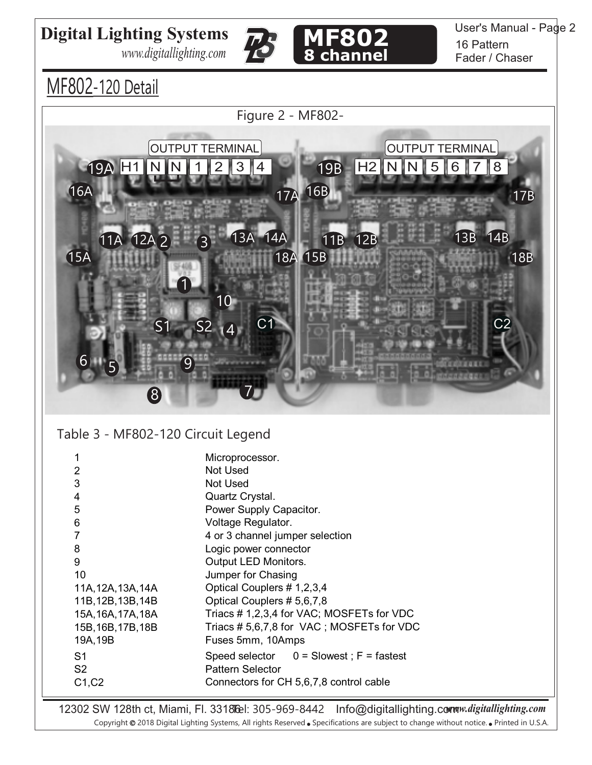## MF802-120 Detail

Figure 2 - MF802-

Table 3 - MF802-120 Circuit Legend

| | |
|---|---|
| 1 | Microprocessor. |
| 2 | Not Used |
| 3 | Not Used |
| 4 | Quartz Crystal. |
| 5 | Power Supply Capacitor. |
| 6 | Voltage Regulator. |
| 7 | 4 or 3 channel jumper selection |
| 8 | Logic power connector |
| 9 | Output LED Monitors. |
| 10 | Jumper for Chasing |
| 11A,12A,13A,14A | Optical Couplers # 1,2,3,4 |
| 11B,12B,13B,14B | Optical Couplers # 5,6,7,8 |
| 15A,16A,17A,18A | Triacs # 1,2,3,4 for VAC; MOSFETs for VDC |
| 15B,16B,17B,18B | Triacs # 5,6,7,8 for VAC ; MOSFETs for VDC |
| 19A,19B | Fuses 5mm, 10Amps |
| S1 | Speed selector 0 = Slowest ; F = fastest |
| S2 | Pattern Selector |
| C1,C2 | Connectors for CH 5,6,7,8 control cable |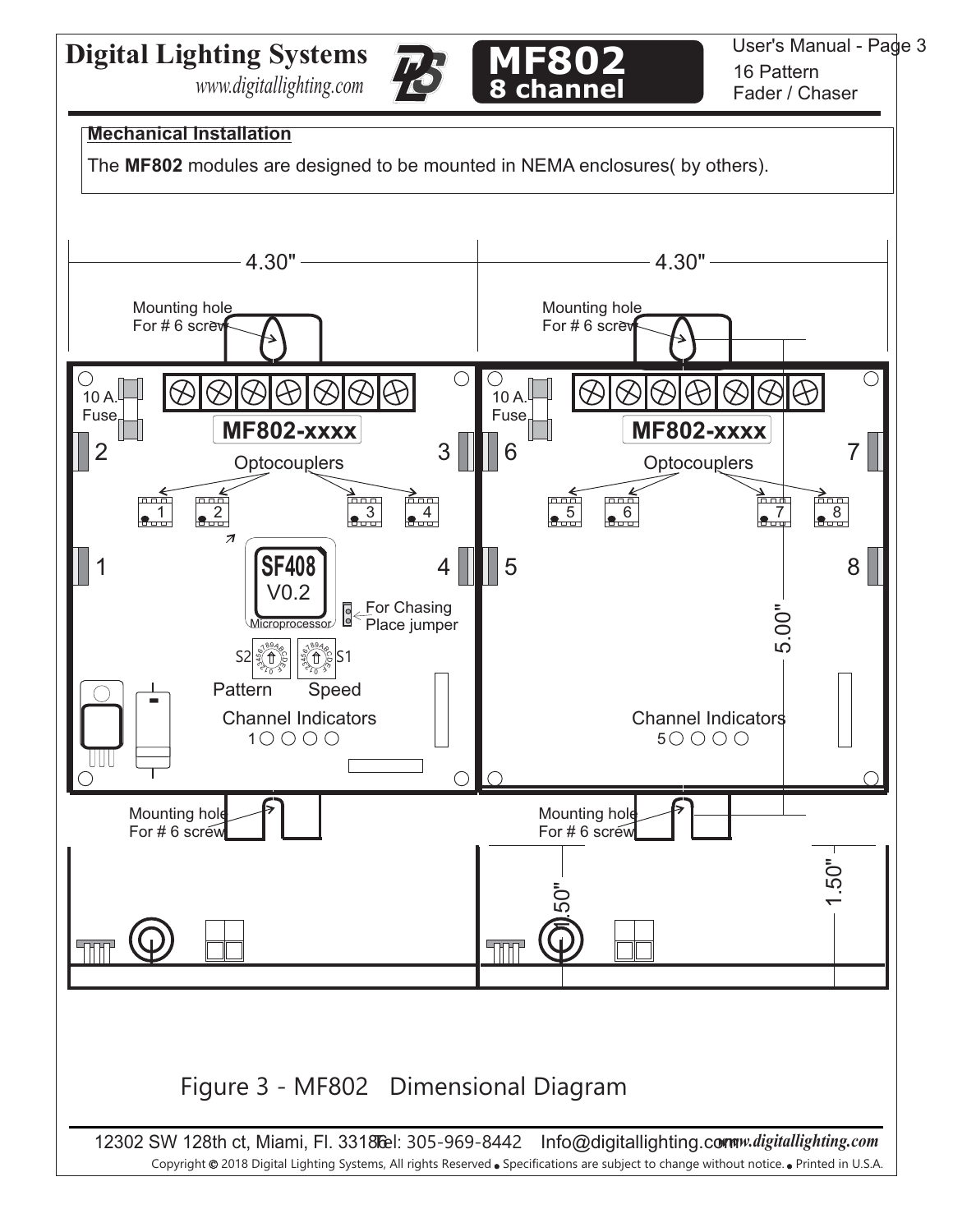## Mechanical Installation

The **MF802** modules are designed to be mounted in NEMA enclosures( by others).

4.30" 4.30"

Mounting hole For # 6 screw

10 A. Fuse

MF802-xxxx

Optocouplers

SF408 V0.2 Microprocessor

For Chasing Place jumper

S2 S1

Pattern Speed

Channel Indicators

5.00"

1.50"

Figure 3 - MF802 Dimensional Diagram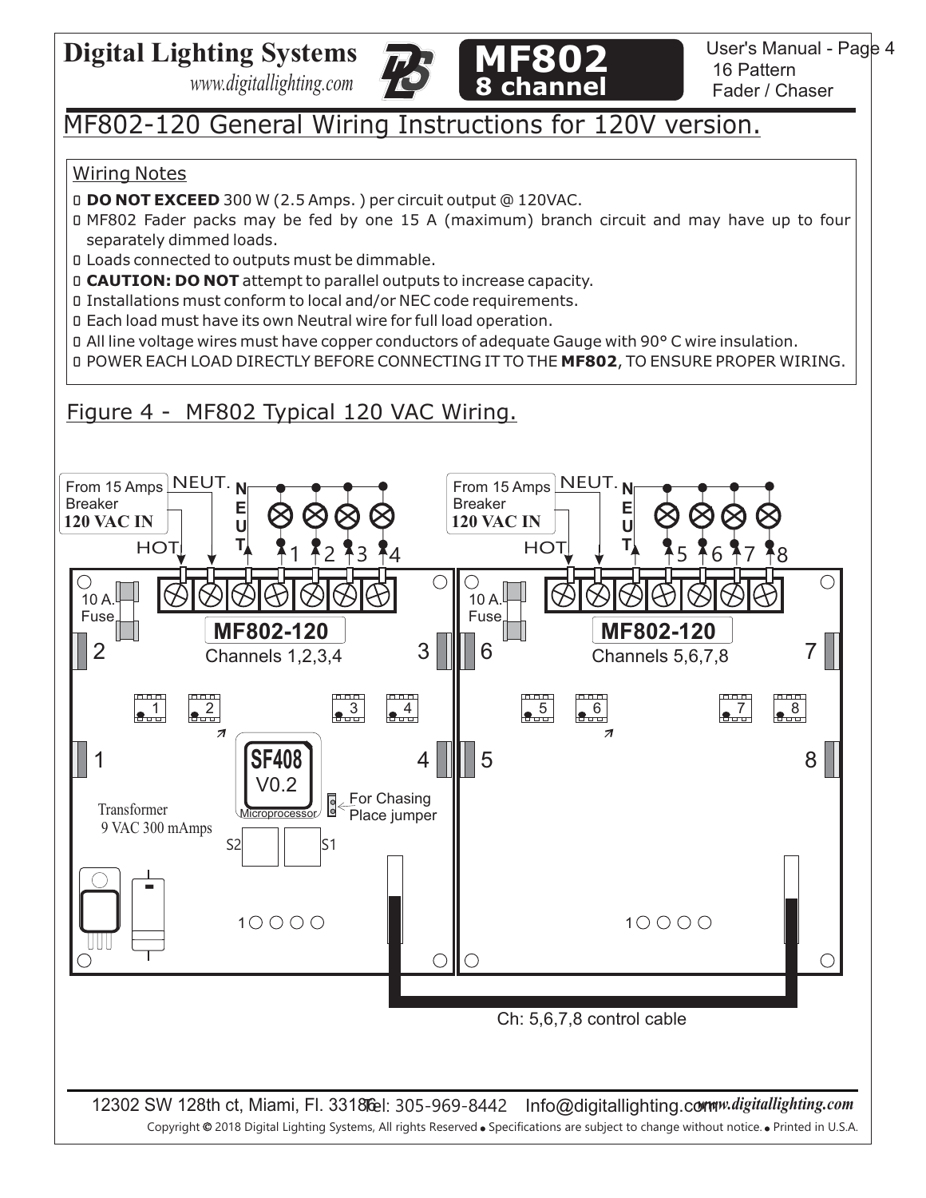# MF802-120 General Wiring Instructions for 120V version.

## Wiring Notes

- **DO NOT EXCEED** 300 W (2.5 Amps. ) per circuit output @ 120VAC.
- MF802 Fader packs may be fed by one 15 A (maximum) branch circuit and may have up to four separately dimmed loads.
- Loads connected to outputs must be dimmable.
- **CAUTION: DO NOT** attempt to parallel outputs to increase capacity.
- Installations must conform to local and/or NEC code requirements.
- Each load must have its own Neutral wire for full load operation.
- All line voltage wires must have copper conductors of adequate Gauge with 90° C wire insulation.
- POWER EACH LOAD DIRECTLY BEFORE CONNECTING IT TO THE **MF802**, TO ENSURE PROPER WIRING.

## Figure 4 - MF802 Typical 120 VAC Wiring.

From 15 Amps Breaker **120 VAC IN** — NEUT. — HOT — NEUT — 1 2 3 4

10 A. Fuse — MF802-120 — Channels 1,2,3,4

SF408 V0.2 Microprocessor — For Chasing Place jumper — Transformer 9 VAC 300 mAmps — S2 — S1

From 15 Amps Breaker **120 VAC IN** — NEUT. — HOT — NEUT — 5 6 7 8

10 A. Fuse — MF802-120 — Channels 5,6,7,8

Ch: 5,6,7,8 control cable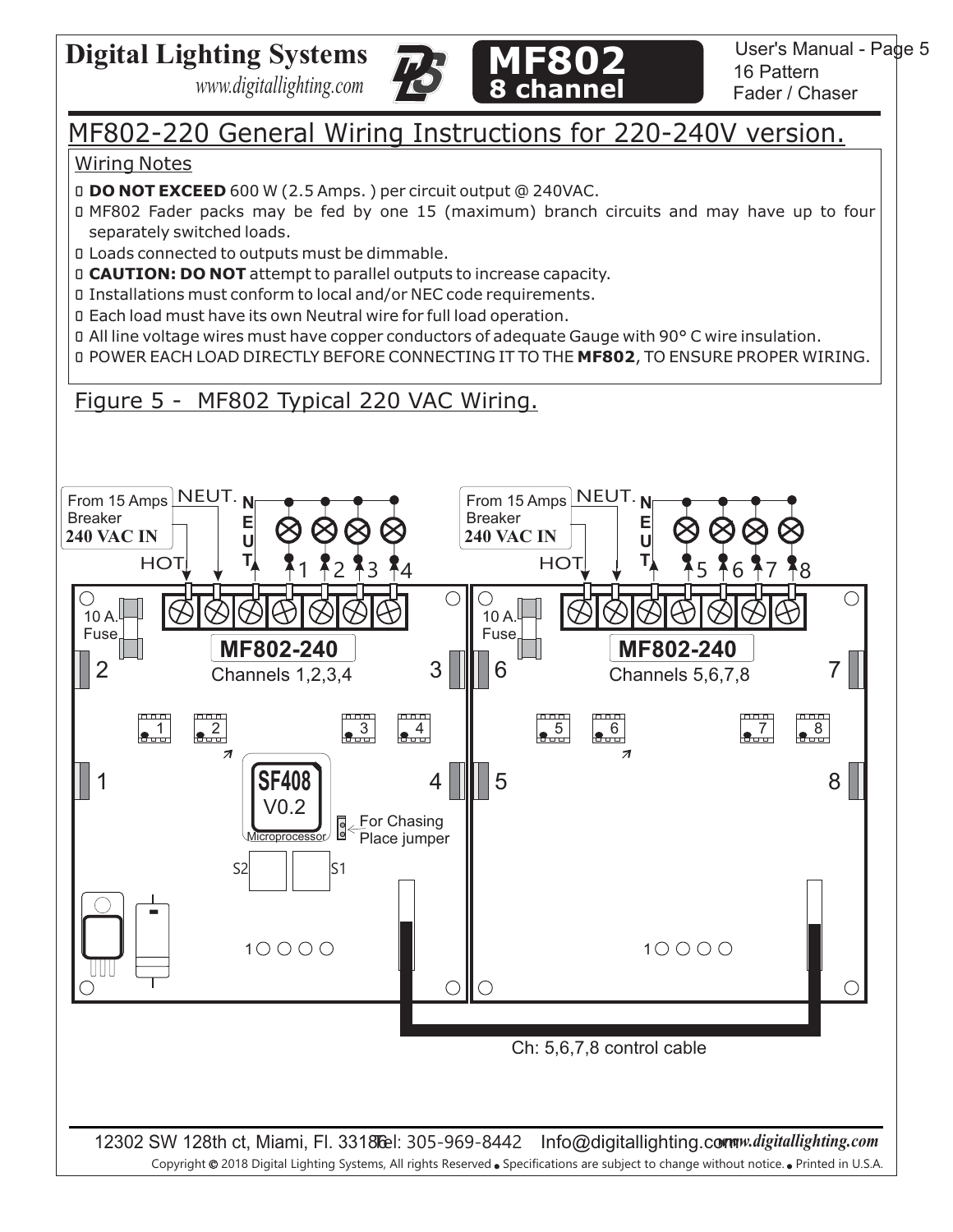## MF802-220 General Wiring Instructions for 220-240V version.

### Wiring Notes

- **DO NOT EXCEED** 600 W (2.5 Amps. ) per circuit output @ 240VAC.
- MF802 Fader packs may be fed by one 15 (maximum) branch circuits and may have up to four separately switched loads.
- Loads connected to outputs must be dimmable.
- **CAUTION: DO NOT** attempt to parallel outputs to increase capacity.
- Installations must conform to local and/or NEC code requirements.
- Each load must have its own Neutral wire for full load operation.
- All line voltage wires must have copper conductors of adequate Gauge with 90° C wire insulation.
- POWER EACH LOAD DIRECTLY BEFORE CONNECTING IT TO THE **MF802**, TO ENSURE PROPER WIRING.

### Figure 5 - MF802 Typical 220 VAC Wiring.

From 15 Amps Breaker **240 VAC IN** — HOT, NEUT., NEUT — 1, 2, 3, 4

10 A. Fuse — **MF802-240** Channels 1,2,3,4

SF408 V0.2 Microprocessor — For Chasing Place jumper — S2, S1

From 15 Amps Breaker **240 VAC IN** — HOT, NEUT., NEUT — 5, 6, 7, 8

10 A. Fuse — **MF802-240** Channels 5,6,7,8

Ch: 5,6,7,8 control cable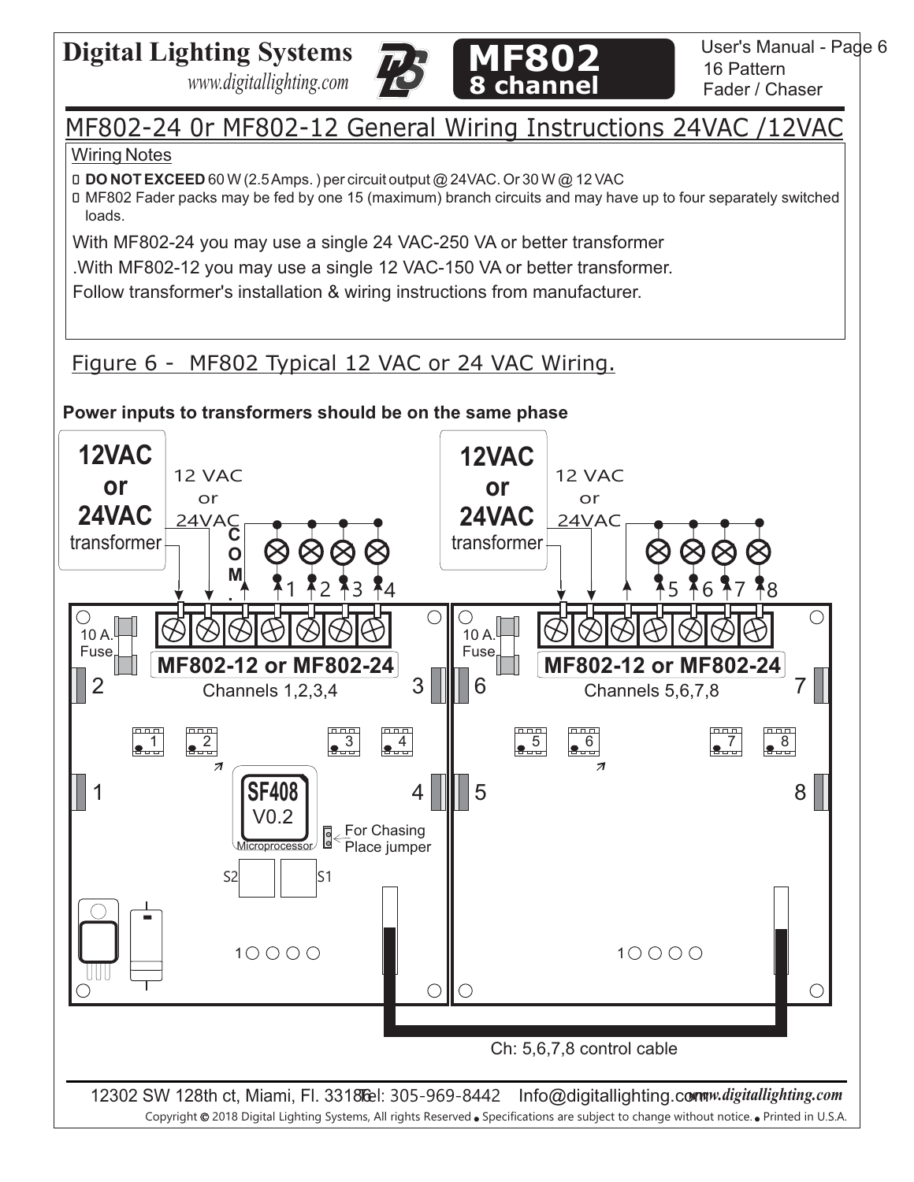## MF802-24 0r MF802-12 General Wiring Instructions 24VAC /12VAC

### Wiring Notes

- **DO NOT EXCEED** 60 W (2.5 Amps. ) per circuit output @ 24VAC. Or 30 W @ 12 VAC
- MF802 Fader packs may be fed by one 15 (maximum) branch circuits and may have up to four separately switched loads.

With MF802-24 you may use a single 24 VAC-250 VA or better transformer

.With MF802-12 you may use a single 12 VAC-150 VA or better transformer.

Follow transformer's installation & wiring instructions from manufacturer.

### Figure 6 - MF802 Typical 12 VAC or 24 VAC Wiring.

**Power inputs to transformers should be on the same phase**

12VAC or 24VAC transformer — 12 VAC or 24VAC — COM. — 1 2 3 4

12VAC or 24VAC transformer — 12 VAC or 24VAC — 5 6 7 8

10 A. Fuse

MF802-12 or MF802-24 — Channels 1,2,3,4

MF802-12 or MF802-24 — Channels 5,6,7,8

SF408 V0.2 Microprocessor

For Chasing Place jumper

S2 S1

Ch: 5,6,7,8 control cable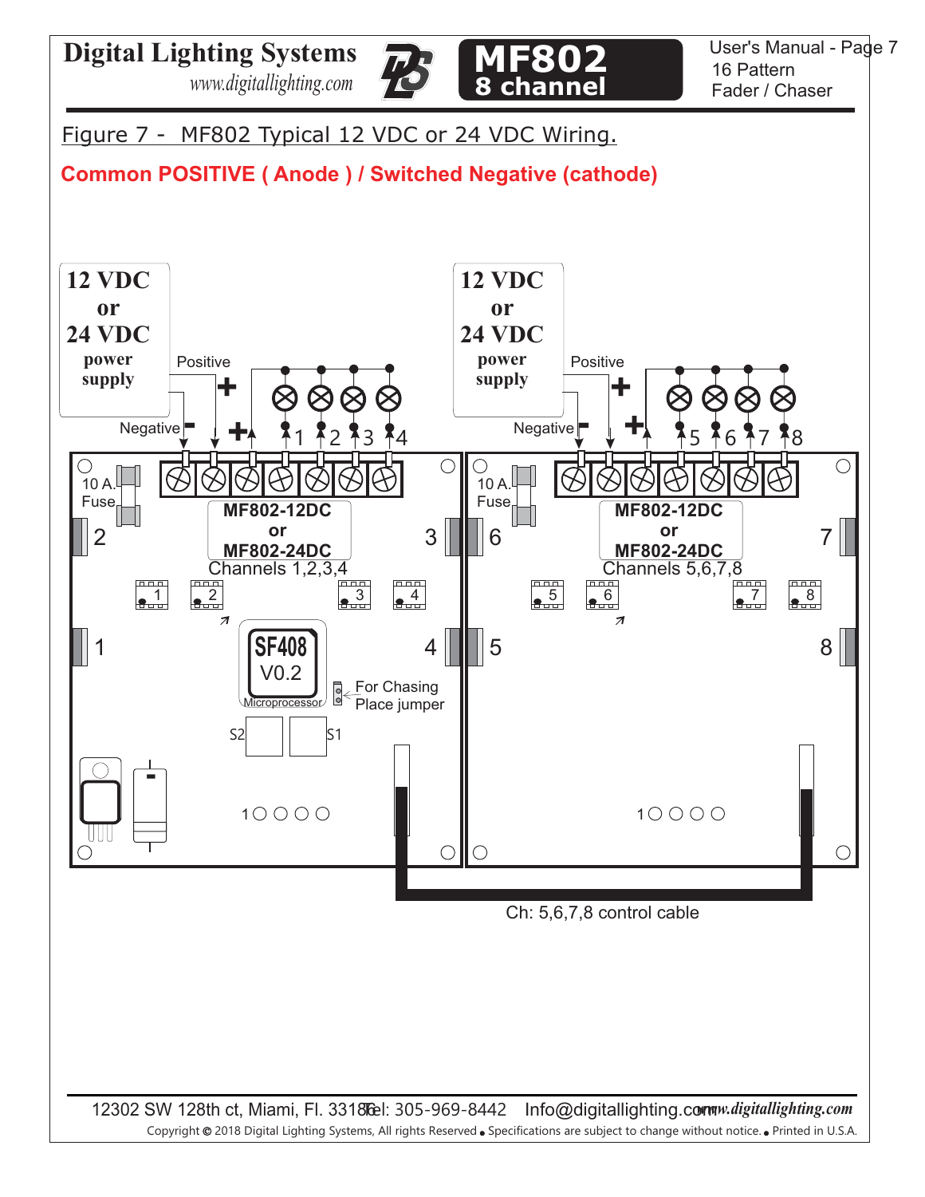## Figure 7 - MF802 Typical 12 VDC or 24 VDC Wiring.

**Common POSITIVE ( Anode ) / Switched Negative (cathode)**

12 VDC or 24 VDC power supply

Positive

Negative

- \+

1 2 3 4

10 A. Fuse

MF802-12DC or MF802-24DC

Channels 1,2,3,4

2 3 1 4

1 2 3 4

SF408 V0.2 Microprocessor

For Chasing Place jumper

S2 S1

1

12 VDC or 24 VDC power supply

Positive

Negative

5 6 7 8

10 A. Fuse

MF802-12DC or MF802-24DC

Channels 5,6,7,8

6 7 5 8

5 6 7 8

1

Ch: 5,6,7,8 control cable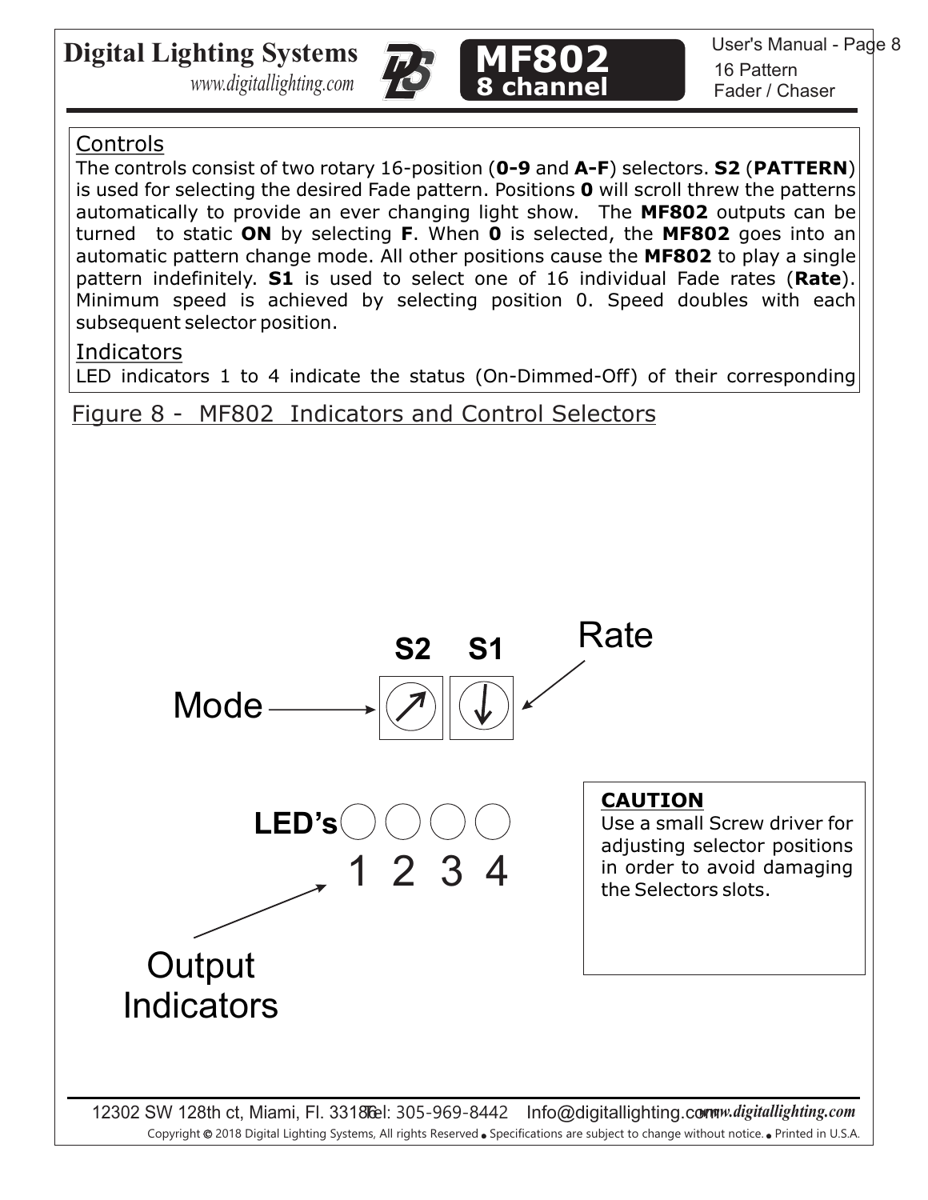## Controls

The controls consist of two rotary 16-position (**0-9** and **A-F**) selectors. **S2** (**PATTERN**) is used for selecting the desired Fade pattern. Positions **0** will scroll threw the patterns automatically to provide an ever changing light show. The **MF802** outputs can be turned to static **ON** by selecting **F**. When **0** is selected, the **MF802** goes into an automatic pattern change mode. All other positions cause the **MF802** to play a single pattern indefinitely. **S1** is used to select one of 16 individual Fade rates (**Rate**). Minimum speed is achieved by selecting position 0. Speed doubles with each subsequent selector position.

## Indicators

LED indicators 1 to 4 indicate the status (On-Dimmed-Off) of their corresponding

Figure 8 - MF802 Indicators and Control Selectors

S2 S1

Rate

Mode

**LED's** 1 2 3 4

Output Indicators

**CAUTION**

Use a small Screw driver for adjusting selector positions in order to avoid damaging the Selectors slots.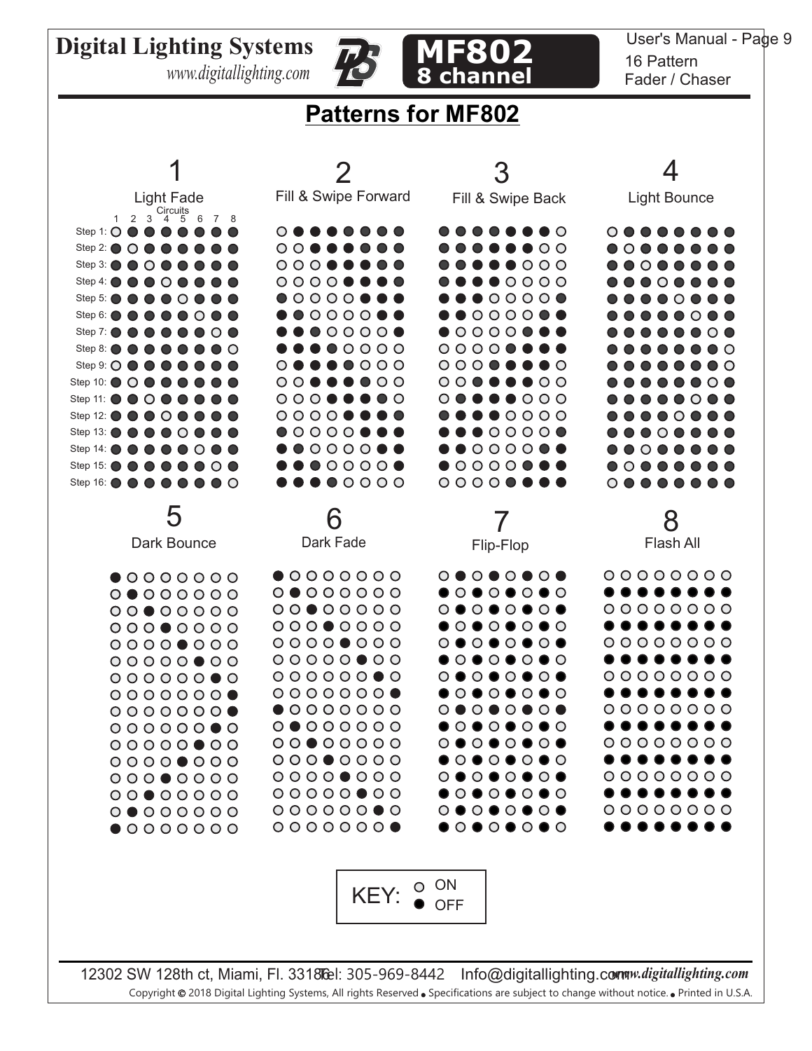# Patterns for MF802

Circuits 1 2 3 4 5 6 7 8

| Step | 1 Light Fade | 2 Fill & Swipe Forward | 3 Fill & Swipe Back | 4 Light Bounce |
|---|---|---|---|---|
| Step 1: | ○●●●●●●● | ○●●●●●●● | ●●●●●●●○ | ○●●●●●●● |
| Step 2: | ●○●●●●●● | ○○●●●●●● | ●●●●●●○○ | ●○●●●●●● |
| Step 3: | ●●○●●●●● | ○○○●●●●● | ●●●●●○○○ | ●●○●●●●● |
| Step 4: | ●●●○●●●● | ○○○○●●●● | ●●●●○○○○ | ●●●○●●●● |
| Step 5: | ●●●●○●●● | ●○○○○●●● | ●●●○○○○● | ●●●●○●●● |
| Step 6: | ●●●●●○●● | ●●○○○○●● | ●●○○○○●● | ●●●●●○●● |
| Step 7: | ●●●●●●○● | ●●●○○○○● | ●○○○○●●● | ●●●●●●○● |
| Step 8: | ●●●●●●●○ | ●●●●○○○○ | ○○○○●●●● | ●●●●●●●○ |
| Step 9: | ○●●●●●●● | ○●●●●○○○ | ○○○●●●●○ | ●●●●●●●○ |
| Step 10: | ●○●●●●●● | ○○●●●●○○ | ○○●●●●○○ | ●●●●●●○● |
| Step 11: | ●●○●●●●● | ○○○●●●●○ | ○●●●●○○○ | ●●●●●○●● |
| Step 12: | ●●●○●●●● | ○○○○●●●● | ●●●●○○○○ | ●●●●○●●● |
| Step 13: | ●●●●○●●● | ●○○○○●●● | ●●●○○○○● | ●●●○●●●● |
| Step 14: | ●●●●●○●● | ●●○○○○●● | ●●○○○○●● | ●●○●●●●● |
| Step 15: | ●●●●●●○● | ●●●○○○○● | ●○○○○●●● | ●○●●●●●● |
| Step 16: | ●●●●●●●○ | ●●●●○○○○ | ○○○○●●●● | ○●●●●●●● |

| Step | 5 Dark Bounce | 6 Dark Fade | 7 Flip-Flop | 8 Flash All |
|---|---|---|---|---|
| Step 1: | ●○○○○○○○ | ●○○○○○○○ | ○●○●○●○● | ○○○○○○○○ |
| Step 2: | ○●○○○○○○ | ○●○○○○○○ | ●○●○●○●○ | ●●●●●●●● |
| Step 3: | ○○●○○○○○ | ○○●○○○○○ | ○●○●○●○● | ○○○○○○○○ |
| Step 4: | ○○○●○○○○ | ○○○●○○○○ | ●○●○●○●○ | ●●●●●●●● |
| Step 5: | ○○○○●○○○ | ○○○○●○○○ | ○●○●○●○● | ○○○○○○○○ |
| Step 6: | ○○○○○●○○ | ○○○○○●○○ | ●○●○●○●○ | ●●●●●●●● |
| Step 7: | ○○○○○○●○ | ○○○○○○●○ | ○●○●○●○● | ○○○○○○○○ |
| Step 8: | ○○○○○○○● | ○○○○○○○● | ●○●○●○●○ | ●●●●●●●● |
| Step 9: | ○○○○○○○● | ●○○○○○○○ | ○●○●○●○● | ○○○○○○○○ |
| Step 10: | ○○○○○○●○ | ○●○○○○○○ | ●○●○●○●○ | ●●●●●●●● |
| Step 11: | ○○○○○●○○ | ○○●○○○○○ | ○●○●○●○● | ○○○○○○○○ |
| Step 12: | ○○○○●○○○ | ○○○●○○○○ | ●○●○●○●○ | ●●●●●●●● |
| Step 13: | ○○○●○○○○ | ○○○○●○○○ | ○●○●○●○● | ○○○○○○○○ |
| Step 14: | ○○●○○○○○ | ○○○○○●○○ | ●○●○●○●○ | ●●●●●●●● |
| Step 15: | ○●○○○○○○ | ○○○○○○●○ | ○●○●○●○● | ○○○○○○○○ |
| Step 16: | ●○○○○○○○ | ○○○○○○○● | ●○●○●○●○ | ●●●●●●●● |

KEY: ○ ON ● OFF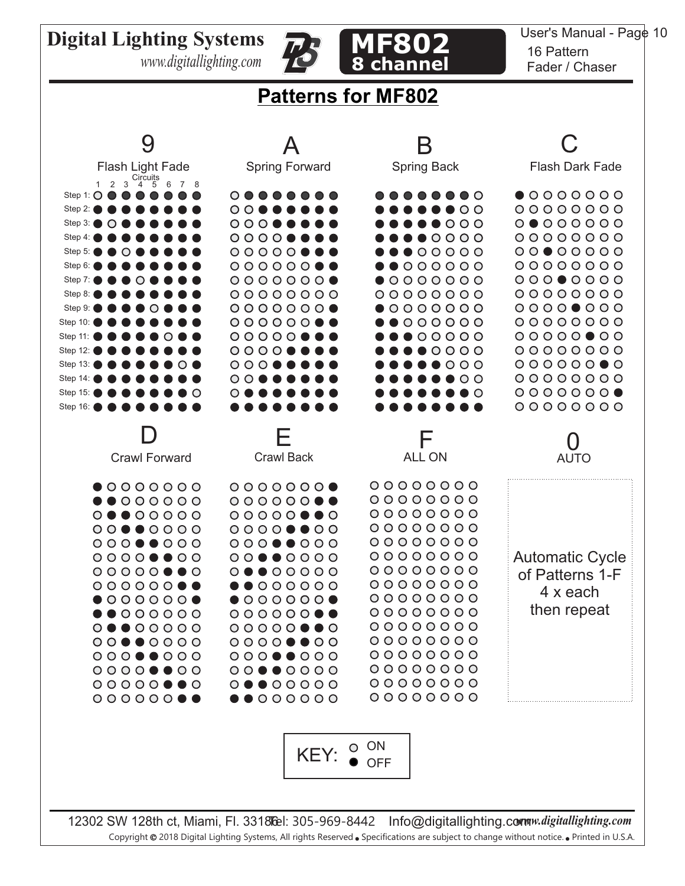# Patterns for MF802

| Step | 9 Flash Light Fade (Circuits 1 2 3 4 5 6 7 8) | A Spring Forward | B Spring Back | C Flash Dark Fade |
|---|---|---|---|---|
| Step 1: | ○ ● ● ● ● ● ● ● | ○ ● ● ● ● ● ● ● | ● ● ● ● ● ● ● ○ | ● ○ ○ ○ ○ ○ ○ ○ |
| Step 2: | ● ● ● ● ● ● ● ● | ○ ○ ● ● ● ● ● ● | ● ● ● ● ● ● ○ ○ | ○ ○ ○ ○ ○ ○ ○ ○ |
| Step 3: | ● ○ ● ● ● ● ● ● | ○ ○ ○ ● ● ● ● ● | ● ● ● ● ● ○ ○ ○ | ○ ● ○ ○ ○ ○ ○ ○ |
| Step 4: | ● ● ● ● ● ● ● ● | ○ ○ ○ ○ ● ● ● ● | ● ● ● ● ○ ○ ○ ○ | ○ ○ ○ ○ ○ ○ ○ ○ |
| Step 5: | ● ● ○ ● ● ● ● ● | ○ ○ ○ ○ ○ ● ● ● | ● ● ● ○ ○ ○ ○ ○ | ○ ○ ● ○ ○ ○ ○ ○ |
| Step 6: | ● ● ● ● ● ● ● ● | ○ ○ ○ ○ ○ ○ ● ● | ● ● ○ ○ ○ ○ ○ ○ | ○ ○ ○ ○ ○ ○ ○ ○ |
| Step 7: | ● ● ● ○ ● ● ● ● | ○ ○ ○ ○ ○ ○ ○ ● | ● ○ ○ ○ ○ ○ ○ ○ | ○ ○ ○ ● ○ ○ ○ ○ |
| Step 8: | ● ● ● ● ● ● ● ● | ○ ○ ○ ○ ○ ○ ○ ○ | ○ ○ ○ ○ ○ ○ ○ ○ | ○ ○ ○ ○ ○ ○ ○ ○ |
| Step 9: | ● ● ● ● ○ ● ● ● | ○ ○ ○ ○ ○ ○ ○ ● | ● ○ ○ ○ ○ ○ ○ ○ | ○ ○ ○ ○ ● ○ ○ ○ |
| Step 10: | ● ● ● ● ● ● ● ● | ○ ○ ○ ○ ○ ○ ● ● | ● ● ○ ○ ○ ○ ○ ○ | ○ ○ ○ ○ ○ ○ ○ ○ |
| Step 11: | ● ● ● ● ● ○ ● ● | ○ ○ ○ ○ ○ ● ● ● | ● ● ● ○ ○ ○ ○ ○ | ○ ○ ○ ○ ○ ● ○ ○ |
| Step 12: | ● ● ● ● ● ● ● ● | ○ ○ ○ ○ ● ● ● ● | ● ● ● ● ○ ○ ○ ○ | ○ ○ ○ ○ ○ ○ ○ ○ |
| Step 13: | ● ● ● ● ● ● ○ ● | ○ ○ ○ ● ● ● ● ● | ● ● ● ● ● ○ ○ ○ | ○ ○ ○ ○ ○ ○ ● ○ |
| Step 14: | ● ● ● ● ● ● ● ● | ○ ○ ● ● ● ● ● ● | ● ● ● ● ● ● ○ ○ | ○ ○ ○ ○ ○ ○ ○ ○ |
| Step 15: | ● ● ● ● ● ● ● ○ | ○ ● ● ● ● ● ● ● | ● ● ● ● ● ● ● ○ | ○ ○ ○ ○ ○ ○ ○ ● |
| Step 16: | ● ● ● ● ● ● ● ● | ● ● ● ● ● ● ● ● | ● ● ● ● ● ● ● ● | ○ ○ ○ ○ ○ ○ ○ ○ |

| Step | D Crawl Forward | E Crawl Back | F ALL ON | 0 AUTO |
|---|---|---|---|---|
| 1 | ● ○ ○ ○ ○ ○ ○ ○ | ○ ○ ○ ○ ○ ○ ○ ● | ○ ○ ○ ○ ○ ○ ○ ○ | Automatic Cycle of Patterns 1-F 4 x each then repeat |
| 2 | ● ● ○ ○ ○ ○ ○ ○ | ○ ○ ○ ○ ○ ○ ● ● | ○ ○ ○ ○ ○ ○ ○ ○ | |
| 3 | ○ ● ● ○ ○ ○ ○ ○ | ○ ○ ○ ○ ○ ● ● ○ | ○ ○ ○ ○ ○ ○ ○ ○ | |
| 4 | ○ ○ ● ● ○ ○ ○ ○ | ○ ○ ○ ○ ● ● ○ ○ | ○ ○ ○ ○ ○ ○ ○ ○ | |
| 5 | ○ ○ ○ ● ● ○ ○ ○ | ○ ○ ○ ● ● ○ ○ ○ | ○ ○ ○ ○ ○ ○ ○ ○ | |
| 6 | ○ ○ ○ ○ ● ● ○ ○ | ○ ○ ● ● ○ ○ ○ ○ | ○ ○ ○ ○ ○ ○ ○ ○ | |
| 7 | ○ ○ ○ ○ ○ ● ● ○ | ○ ● ● ○ ○ ○ ○ ○ | ○ ○ ○ ○ ○ ○ ○ ○ | |
| 8 | ○ ○ ○ ○ ○ ○ ● ● | ● ● ○ ○ ○ ○ ○ ○ | ○ ○ ○ ○ ○ ○ ○ ○ | |
| 9 | ● ○ ○ ○ ○ ○ ○ ● | ● ○ ○ ○ ○ ○ ○ ● | ○ ○ ○ ○ ○ ○ ○ ○ | |
| 10 | ● ● ○ ○ ○ ○ ○ ○ | ○ ○ ○ ○ ○ ○ ● ● | ○ ○ ○ ○ ○ ○ ○ ○ | |
| 11 | ○ ● ● ○ ○ ○ ○ ○ | ○ ○ ○ ○ ○ ● ● ○ | ○ ○ ○ ○ ○ ○ ○ ○ | |
| 12 | ○ ○ ● ● ○ ○ ○ ○ | ○ ○ ○ ○ ● ● ○ ○ | ○ ○ ○ ○ ○ ○ ○ ○ | |
| 13 | ○ ○ ○ ● ● ○ ○ ○ | ○ ○ ○ ● ● ○ ○ ○ | ○ ○ ○ ○ ○ ○ ○ ○ | |
| 14 | ○ ○ ○ ○ ● ● ○ ○ | ○ ○ ● ● ○ ○ ○ ○ | ○ ○ ○ ○ ○ ○ ○ ○ | |
| 15 | ○ ○ ○ ○ ○ ● ● ○ | ○ ● ● ○ ○ ○ ○ ○ | ○ ○ ○ ○ ○ ○ ○ ○ | |
| 16 | ○ ○ ○ ○ ○ ○ ● ● | ● ● ○ ○ ○ ○ ○ ○ | ○ ○ ○ ○ ○ ○ ○ ○ | |

KEY: ○ ON ● OFF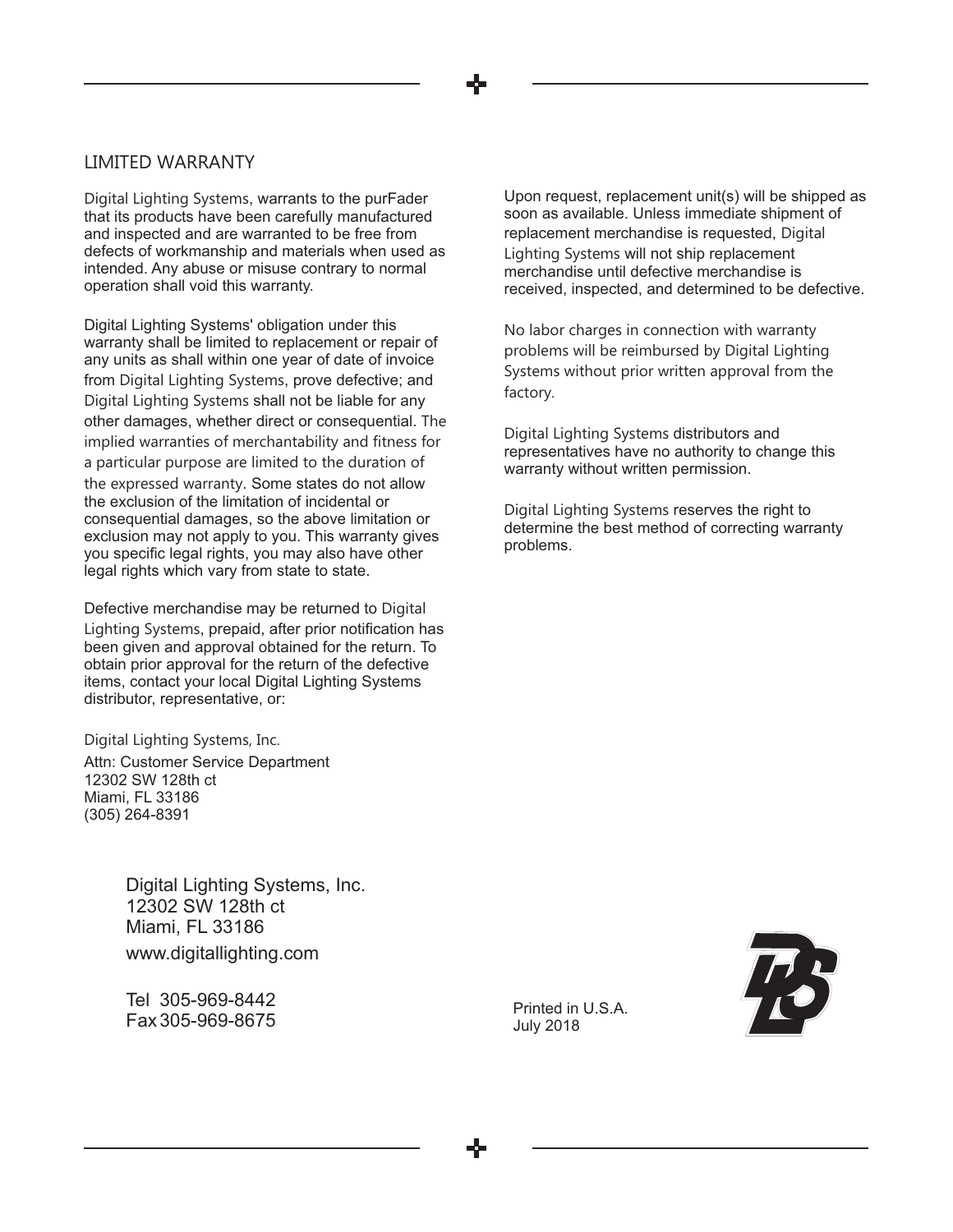## LIMITED WARRANTY

Digital Lighting Systems, warrants to the purFader that its products have been carefully manufactured and inspected and are warranted to be free from defects of workmanship and materials when used as intended. Any abuse or misuse contrary to normal operation shall void this warranty.

Digital Lighting Systems' obligation under this warranty shall be limited to replacement or repair of any units as shall within one year of date of invoice from Digital Lighting Systems, prove defective; and Digital Lighting Systems shall not be liable for any other damages, whether direct or consequential. The implied warranties of merchantability and fitness for a particular purpose are limited to the duration of the expressed warranty. Some states do not allow the exclusion of the limitation of incidental or consequential damages, so the above limitation or exclusion may not apply to you. This warranty gives you specific legal rights, you may also have other legal rights which vary from state to state.

Defective merchandise may be returned to Digital Lighting Systems, prepaid, after prior notification has been given and approval obtained for the return. To obtain prior approval for the return of the defective items, contact your local Digital Lighting Systems distributor, representative, or:

Digital Lighting Systems, Inc.
Attn: Customer Service Department
12302 SW 128th ct
Miami, FL 33186
(305) 264-8391

Upon request, replacement unit(s) will be shipped as soon as available. Unless immediate shipment of replacement merchandise is requested, Digital Lighting Systems will not ship replacement merchandise until defective merchandise is received, inspected, and determined to be defective.

No labor charges in connection with warranty problems will be reimbursed by Digital Lighting Systems without prior written approval from the factory.

Digital Lighting Systems distributors and representatives have no authority to change this warranty without written permission.

Digital Lighting Systems reserves the right to determine the best method of correcting warranty problems.

Digital Lighting Systems, Inc.
12302 SW 128th ct
Miami, FL 33186
www.digitallighting.com

Tel 305-969-8442
Fax 305-969-8675

Printed in U.S.A.
July 2018